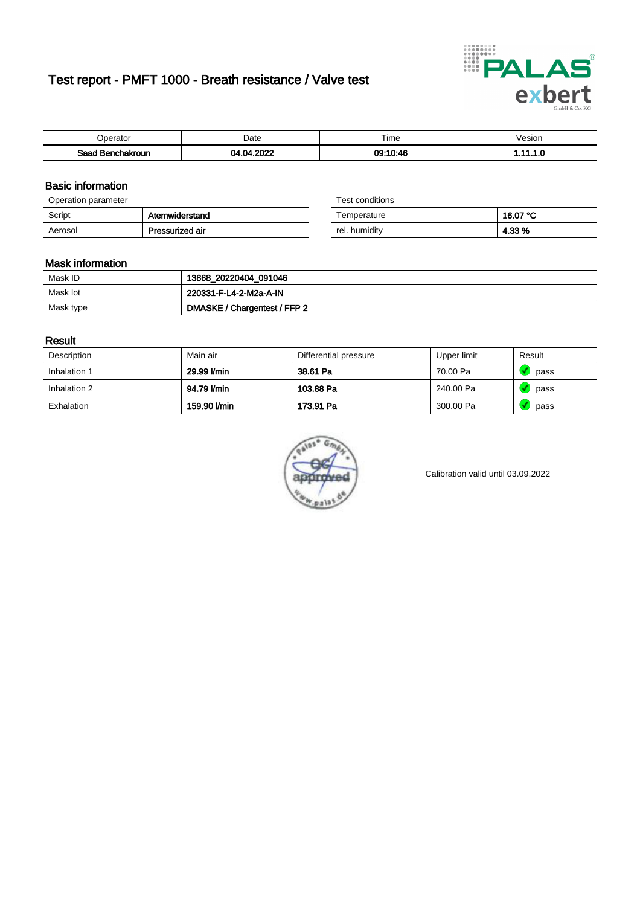# Test report - PMFT 1000 - Breath resistance / Valve test

| Operator | Date | Time | Vesion |
|---|---|---|---|
| **Saad Benchakroun** | **04.04.2022** | **09:10:46** | **1.11.1.0** |

## Basic information

| Operation parameter | |
|---|---|
| Script | **Atemwiderstand** |
| Aerosol | **Pressurized air** |

| Test conditions | |
|---|---|
| Temperature | **16.07 °C** |
| rel. humidity | **4.33 %** |

## Mask information

| | |
|---|---|
| Mask ID | **13868_20220404_091046** |
| Mask lot | **220331-F-L4-2-M2a-A-IN** |
| Mask type | **DMASKE / Chargentest / FFP 2** |

## Result

| Description | Main air | Differential pressure | Upper limit | Result |
|---|---|---|---|---|
| Inhalation 1 | **29.99 l/min** | **38.61 Pa** | 70.00 Pa | pass |
| Inhalation 2 | **94.79 l/min** | **103.88 Pa** | 240.00 Pa | pass |
| Exhalation | **159.90 l/min** | **173.91 Pa** | 300.00 Pa | pass |

Calibration valid until 03.09.2022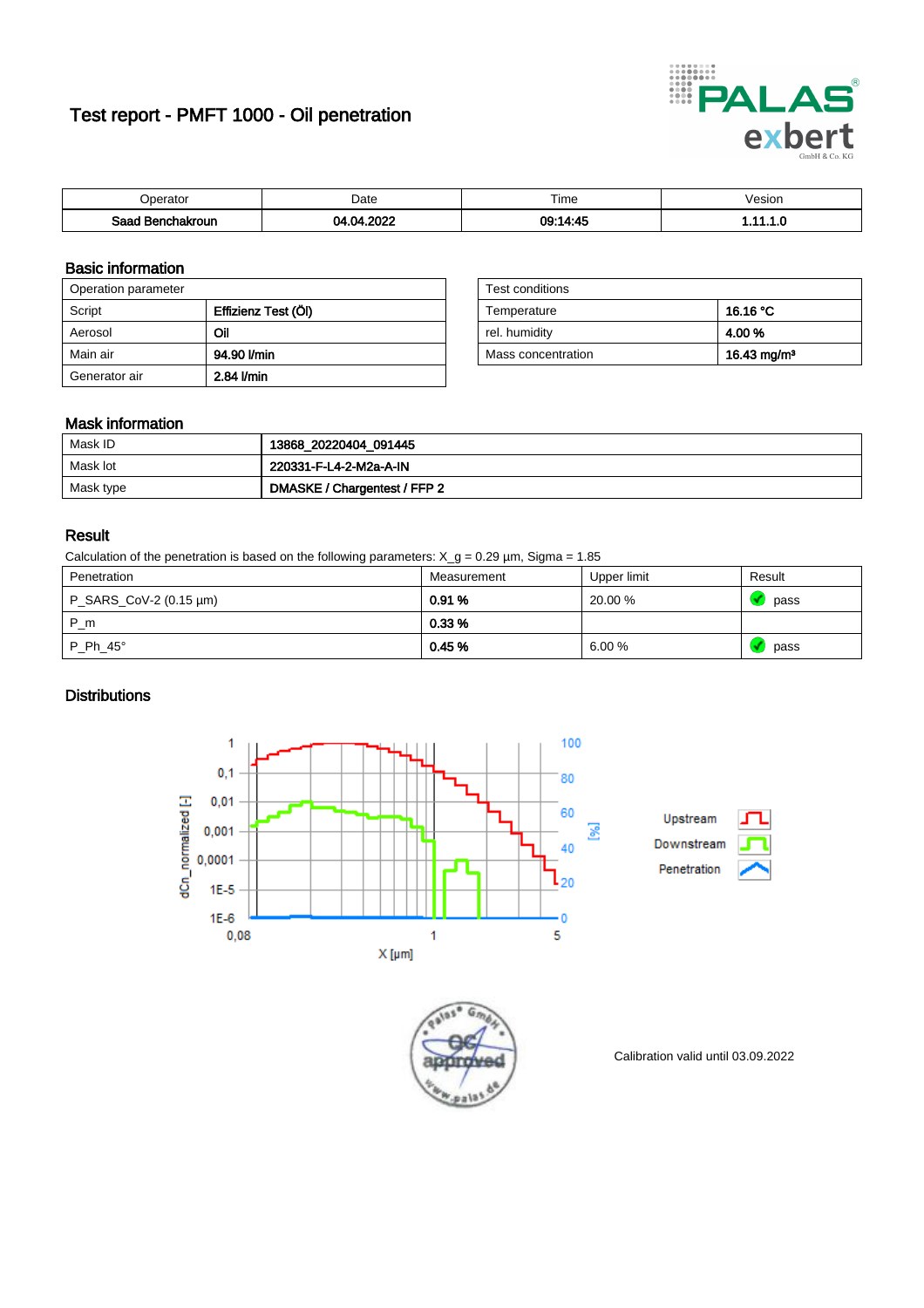# Test report - PMFT 1000 - Oil penetration

| Operator | Date | Time | Vesion |
|---|---|---|---|
| **Saad Benchakroun** | **04.04.2022** | **09:14:45** | **1.11.1.0** |

## Basic information

| Operation parameter | |
|---|---|
| Script | **Effizienz Test (Öl)** |
| Aerosol | **Oil** |
| Main air | **94.90 l/min** |
| Generator air | **2.84 l/min** |

| Test conditions | |
|---|---|
| Temperature | **16.16 °C** |
| rel. humidity | **4.00 %** |
| Mass concentration | **16.43 mg/m³** |

## Mask information

| | |
|---|---|
| Mask ID | **13868_20220404_091445** |
| Mask lot | **220331-F-L4-2-M2a-A-IN** |
| Mask type | **DMASKE / Chargentest / FFP 2** |

## Result

Calculation of the penetration is based on the following parameters: X_g = 0.29 µm, Sigma = 1.85

| Penetration | Measurement | Upper limit | Result |
|---|---|---|---|
| P_SARS_CoV-2 (0.15 µm) | **0.91 %** | 20.00 % | pass |
| P_m | **0.33 %** | | |
| P_Ph_45° | **0.45 %** | 6.00 % | pass |

## Distributions

dCn_normalized [-]
1
0,1
0,01
0,001
0,0001
1E-5
1E-6
0,08
1
5
X [µm]
[%]
100
80
60
40
20
0
Upstream
Downstream
Penetration

Calibration valid until 03.09.2022